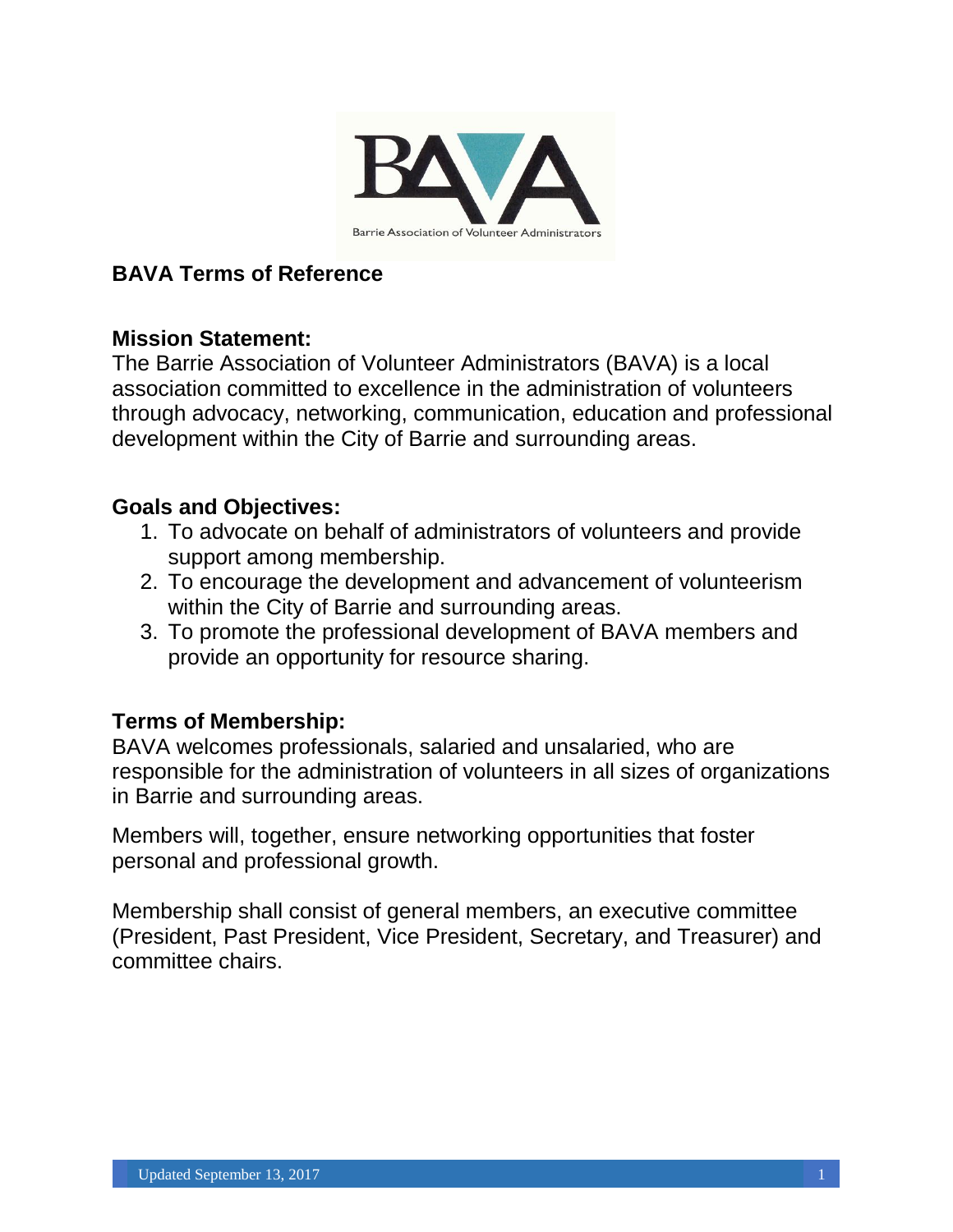# BAVA Terms of Reference

## Mission Statement:

The Barrie Association of Volunteer Administrators (BAVA) is a local association committed to excellence in the administration of volunteers through advocacy, networking, communication, education and professional development within the City of Barrie and surrounding areas.

## Goals and Objectives:

1. To advocate on behalf of administrators of volunteers and provide support among membership.
2. To encourage the development and advancement of volunteerism within the City of Barrie and surrounding areas.
3. To promote the professional development of BAVA members and provide an opportunity for resource sharing.

## Terms of Membership:

BAVA welcomes professionals, salaried and unsalaried, who are responsible for the administration of volunteers in all sizes of organizations in Barrie and surrounding areas.

Members will, together, ensure networking opportunities that foster personal and professional growth.

Membership shall consist of general members, an executive committee (President, Past President, Vice President, Secretary, and Treasurer) and committee chairs.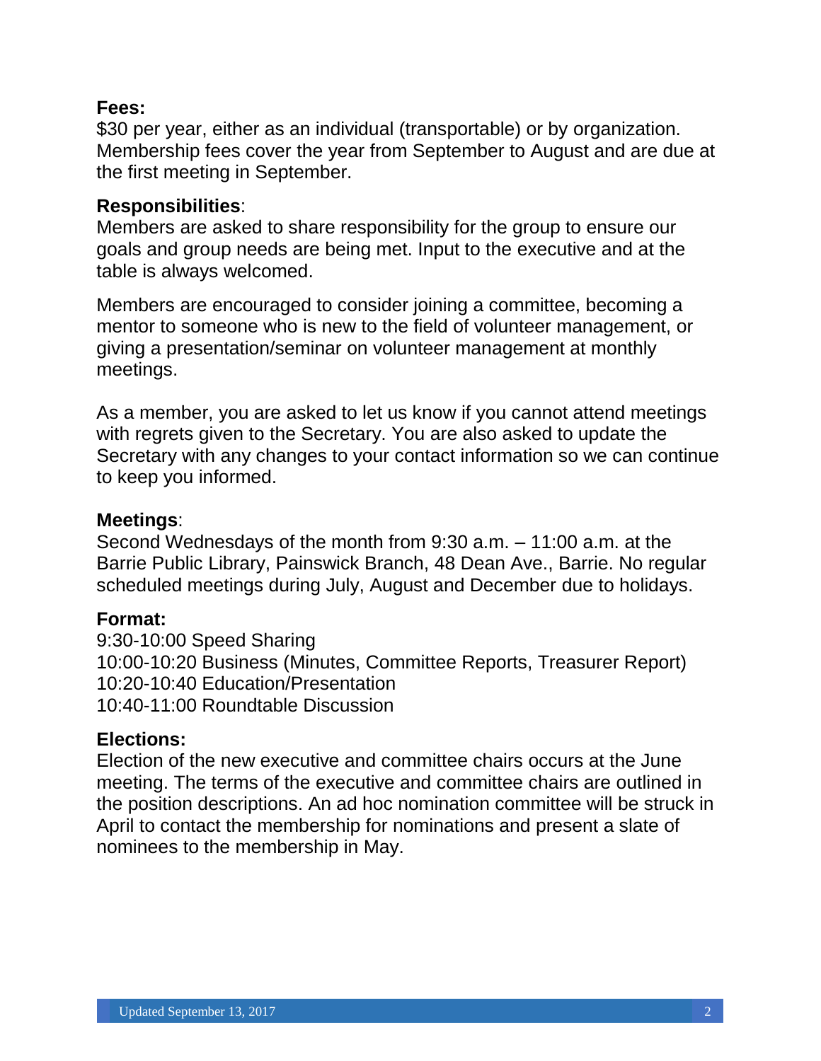**Fees:**
$30 per year, either as an individual (transportable) or by organization. Membership fees cover the year from September to August and are due at the first meeting in September.

**Responsibilities**:
Members are asked to share responsibility for the group to ensure our goals and group needs are being met. Input to the executive and at the table is always welcomed.

Members are encouraged to consider joining a committee, becoming a mentor to someone who is new to the field of volunteer management, or giving a presentation/seminar on volunteer management at monthly meetings.

As a member, you are asked to let us know if you cannot attend meetings with regrets given to the Secretary. You are also asked to update the Secretary with any changes to your contact information so we can continue to keep you informed.

**Meetings**:
Second Wednesdays of the month from 9:30 a.m. – 11:00 a.m. at the Barrie Public Library, Painswick Branch, 48 Dean Ave., Barrie. No regular scheduled meetings during July, August and December due to holidays.

**Format:**
9:30-10:00 Speed Sharing
10:00-10:20 Business (Minutes, Committee Reports, Treasurer Report)
10:20-10:40 Education/Presentation
10:40-11:00 Roundtable Discussion

**Elections:**
Election of the new executive and committee chairs occurs at the June meeting. The terms of the executive and committee chairs are outlined in the position descriptions. An ad hoc nomination committee will be struck in April to contact the membership for nominations and present a slate of nominees to the membership in May.

Updated September 13, 2017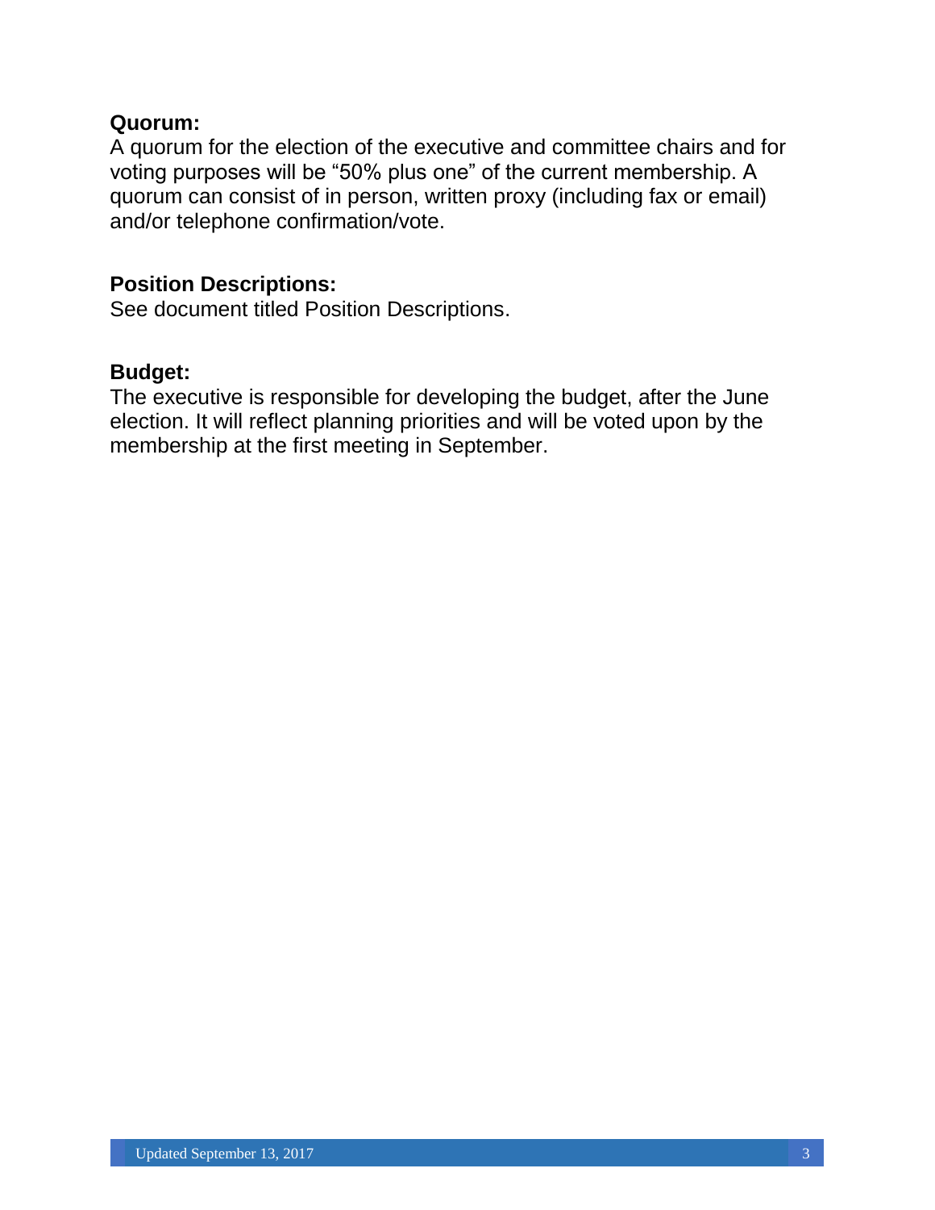**Quorum:**
A quorum for the election of the executive and committee chairs and for voting purposes will be “50% plus one” of the current membership. A quorum can consist of in person, written proxy (including fax or email) and/or telephone confirmation/vote.

**Position Descriptions:**
See document titled Position Descriptions.

**Budget:**
The executive is responsible for developing the budget, after the June election. It will reflect planning priorities and will be voted upon by the membership at the first meeting in September.